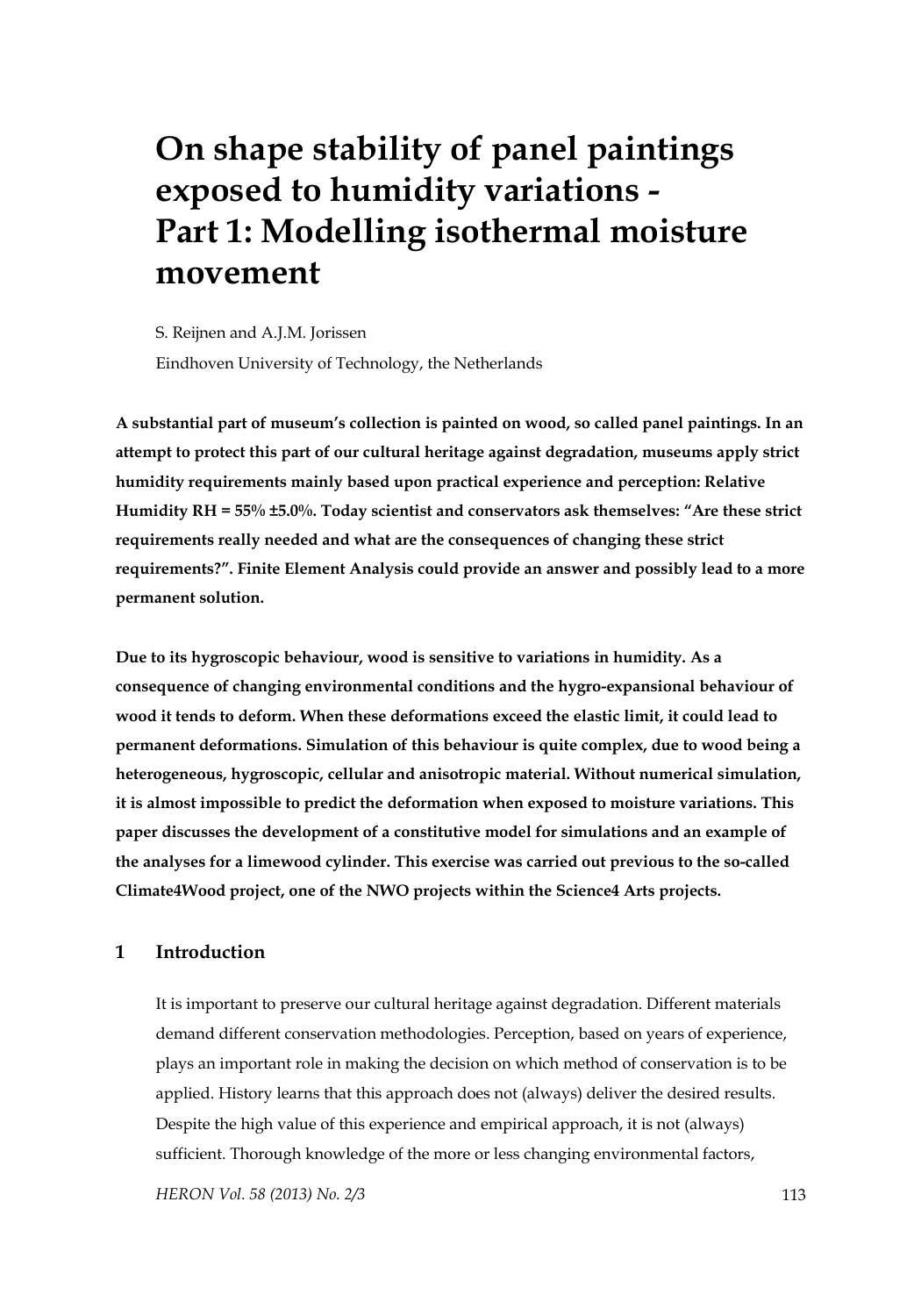# On shape stability of panel paintings exposed to humidity variations - Part 1: Modelling isothermal moisture movement

S. Reijnen and A.J.M. Jorissen

Eindhoven University of Technology, the Netherlands

**A substantial part of museum's collection is painted on wood, so called panel paintings. In an attempt to protect this part of our cultural heritage against degradation, museums apply strict humidity requirements mainly based upon practical experience and perception: Relative Humidity RH = 55% ±5.0%. Today scientist and conservators ask themselves: "Are these strict requirements really needed and what are the consequences of changing these strict requirements?". Finite Element Analysis could provide an answer and possibly lead to a more permanent solution.**

**Due to its hygroscopic behaviour, wood is sensitive to variations in humidity. As a consequence of changing environmental conditions and the hygro-expansional behaviour of wood it tends to deform. When these deformations exceed the elastic limit, it could lead to permanent deformations. Simulation of this behaviour is quite complex, due to wood being a heterogeneous, hygroscopic, cellular and anisotropic material. Without numerical simulation, it is almost impossible to predict the deformation when exposed to moisture variations. This paper discusses the development of a constitutive model for simulations and an example of the analyses for a limewood cylinder. This exercise was carried out previous to the so-called Climate4Wood project, one of the NWO projects within the Science4 Arts projects.**

## 1 Introduction

It is important to preserve our cultural heritage against degradation. Different materials demand different conservation methodologies. Perception, based on years of experience, plays an important role in making the decision on which method of conservation is to be applied. History learns that this approach does not (always) deliver the desired results. Despite the high value of this experience and empirical approach, it is not (always) sufficient. Thorough knowledge of the more or less changing environmental factors,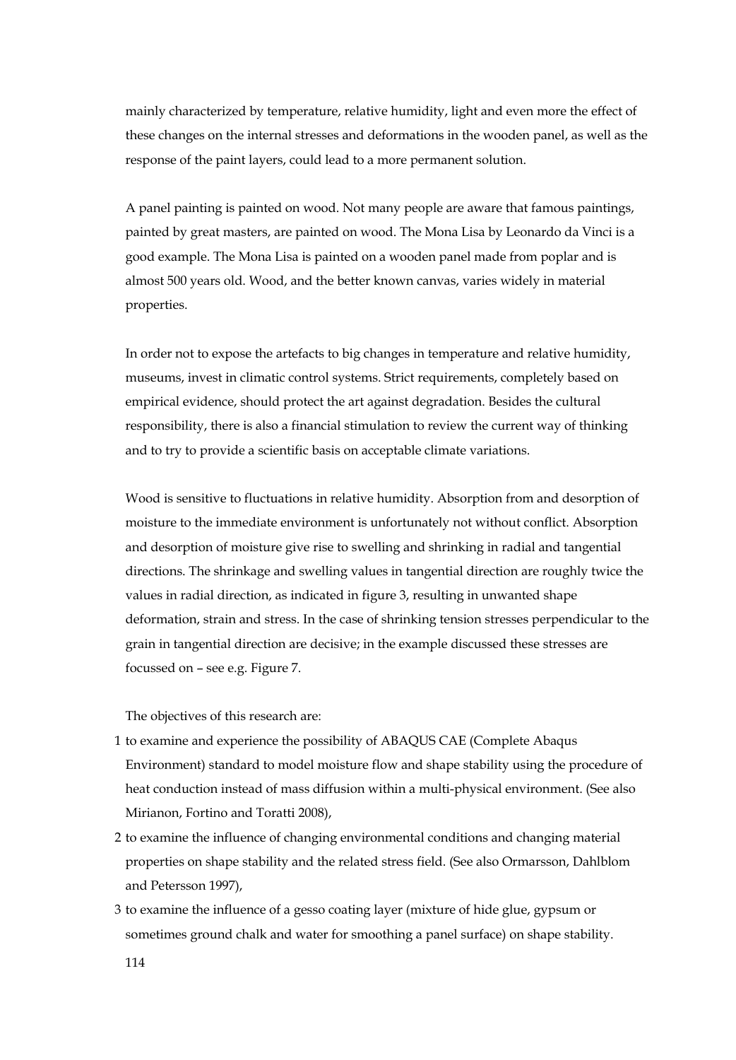mainly characterized by temperature, relative humidity, light and even more the effect of these changes on the internal stresses and deformations in the wooden panel, as well as the response of the paint layers, could lead to a more permanent solution.

A panel painting is painted on wood. Not many people are aware that famous paintings, painted by great masters, are painted on wood. The Mona Lisa by Leonardo da Vinci is a good example. The Mona Lisa is painted on a wooden panel made from poplar and is almost 500 years old. Wood, and the better known canvas, varies widely in material properties.

In order not to expose the artefacts to big changes in temperature and relative humidity, museums, invest in climatic control systems. Strict requirements, completely based on empirical evidence, should protect the art against degradation. Besides the cultural responsibility, there is also a financial stimulation to review the current way of thinking and to try to provide a scientific basis on acceptable climate variations.

Wood is sensitive to fluctuations in relative humidity. Absorption from and desorption of moisture to the immediate environment is unfortunately not without conflict. Absorption and desorption of moisture give rise to swelling and shrinking in radial and tangential directions. The shrinkage and swelling values in tangential direction are roughly twice the values in radial direction, as indicated in figure 3, resulting in unwanted shape deformation, strain and stress. In the case of shrinking tension stresses perpendicular to the grain in tangential direction are decisive; in the example discussed these stresses are focussed on – see e.g. Figure 7.

The objectives of this research are:

1. to examine and experience the possibility of ABAQUS CAE (Complete Abaqus Environment) standard to model moisture flow and shape stability using the procedure of heat conduction instead of mass diffusion within a multi-physical environment. (See also Mirianon, Fortino and Toratti 2008),
2. to examine the influence of changing environmental conditions and changing material properties on shape stability and the related stress field. (See also Ormarsson, Dahlblom and Petersson 1997),
3. to examine the influence of a gesso coating layer (mixture of hide glue, gypsum or sometimes ground chalk and water for smoothing a panel surface) on shape stability.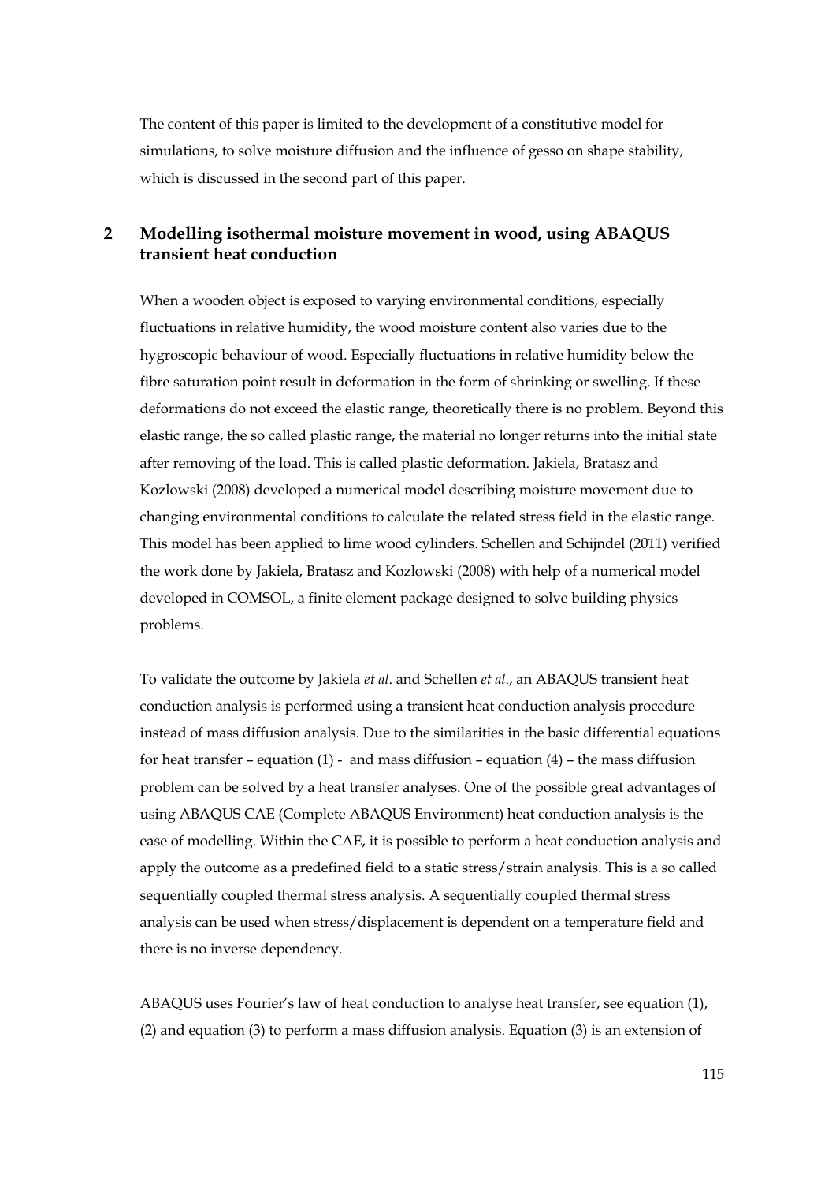The content of this paper is limited to the development of a constitutive model for simulations, to solve moisture diffusion and the influence of gesso on shape stability, which is discussed in the second part of this paper.

## 2 Modelling isothermal moisture movement in wood, using ABAQUS transient heat conduction

When a wooden object is exposed to varying environmental conditions, especially fluctuations in relative humidity, the wood moisture content also varies due to the hygroscopic behaviour of wood. Especially fluctuations in relative humidity below the fibre saturation point result in deformation in the form of shrinking or swelling. If these deformations do not exceed the elastic range, theoretically there is no problem. Beyond this elastic range, the so called plastic range, the material no longer returns into the initial state after removing of the load. This is called plastic deformation. Jakiela, Bratasz and Kozlowski (2008) developed a numerical model describing moisture movement due to changing environmental conditions to calculate the related stress field in the elastic range. This model has been applied to lime wood cylinders. Schellen and Schijndel (2011) verified the work done by Jakiela, Bratasz and Kozlowski (2008) with help of a numerical model developed in COMSOL, a finite element package designed to solve building physics problems.

To validate the outcome by Jakiela *et al*. and Schellen *et al*., an ABAQUS transient heat conduction analysis is performed using a transient heat conduction analysis procedure instead of mass diffusion analysis. Due to the similarities in the basic differential equations for heat transfer – equation (1) - and mass diffusion – equation (4) – the mass diffusion problem can be solved by a heat transfer analyses. One of the possible great advantages of using ABAQUS CAE (Complete ABAQUS Environment) heat conduction analysis is the ease of modelling. Within the CAE, it is possible to perform a heat conduction analysis and apply the outcome as a predefined field to a static stress/strain analysis. This is a so called sequentially coupled thermal stress analysis. A sequentially coupled thermal stress analysis can be used when stress/displacement is dependent on a temperature field and there is no inverse dependency.

ABAQUS uses Fourier's law of heat conduction to analyse heat transfer, see equation (1), (2) and equation (3) to perform a mass diffusion analysis. Equation (3) is an extension of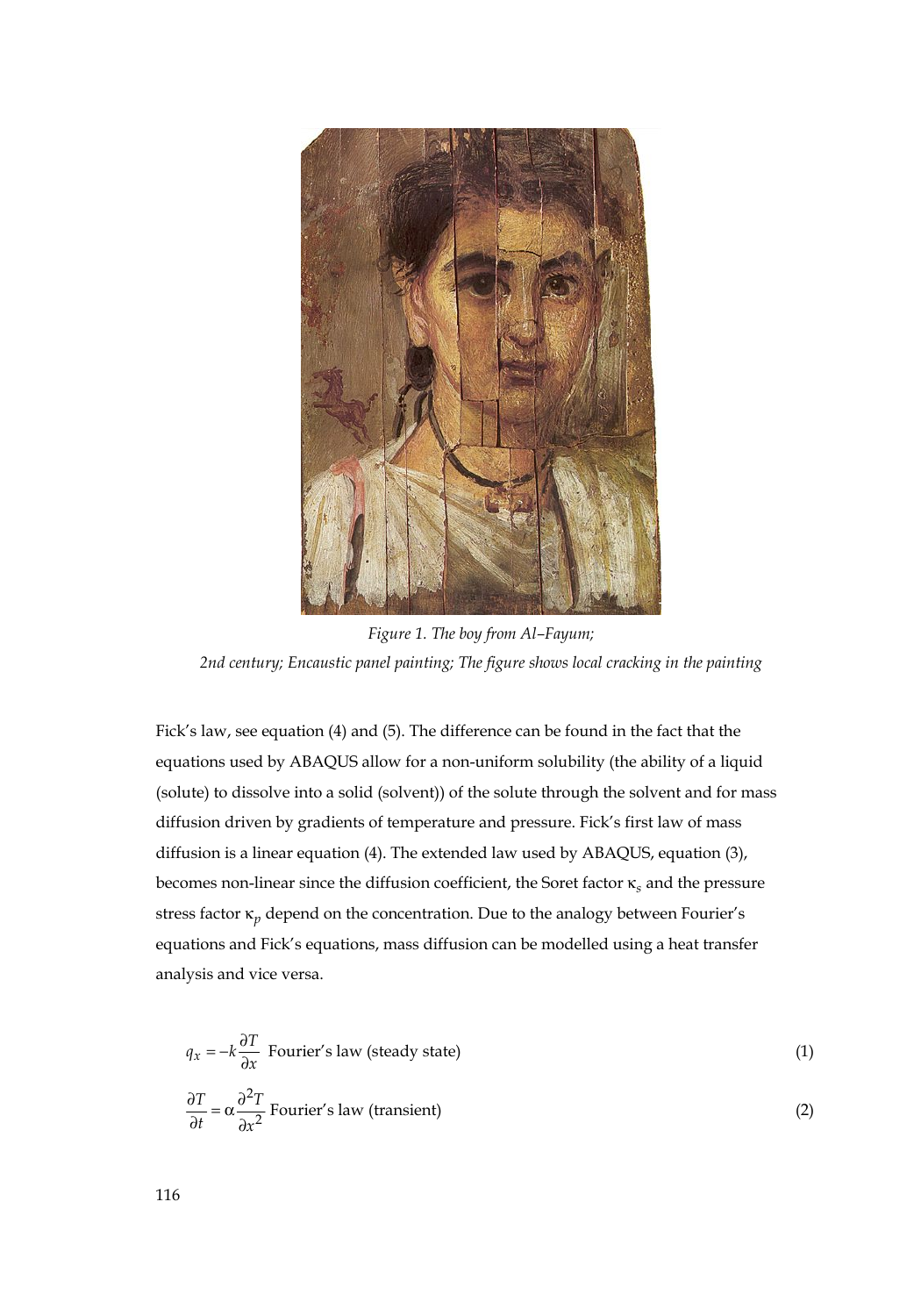*Figure 1. The boy from Al–Fayum;*
*2nd century; Encaustic panel painting; The figure shows local cracking in the painting*

Fick's law, see equation (4) and (5). The difference can be found in the fact that the equations used by ABAQUS allow for a non-uniform solubility (the ability of a liquid (solute) to dissolve into a solid (solvent)) of the solute through the solvent and for mass diffusion driven by gradients of temperature and pressure. Fick's first law of mass diffusion is a linear equation (4). The extended law used by ABAQUS, equation (3), becomes non-linear since the diffusion coefficient, the Soret factor $\kappa_s$ and the pressure stress factor $\kappa_p$ depend on the concentration. Due to the analogy between Fourier's equations and Fick's equations, mass diffusion can be modelled using a heat transfer analysis and vice versa.

$$q_x = -k\frac{\partial T}{\partial x} \text{ Fourier's law (steady state)} \quad (1)$$

$$\frac{\partial T}{\partial t} = \alpha\frac{\partial^2 T}{\partial x^2} \text{ Fourier's law (transient)} \quad (2)$$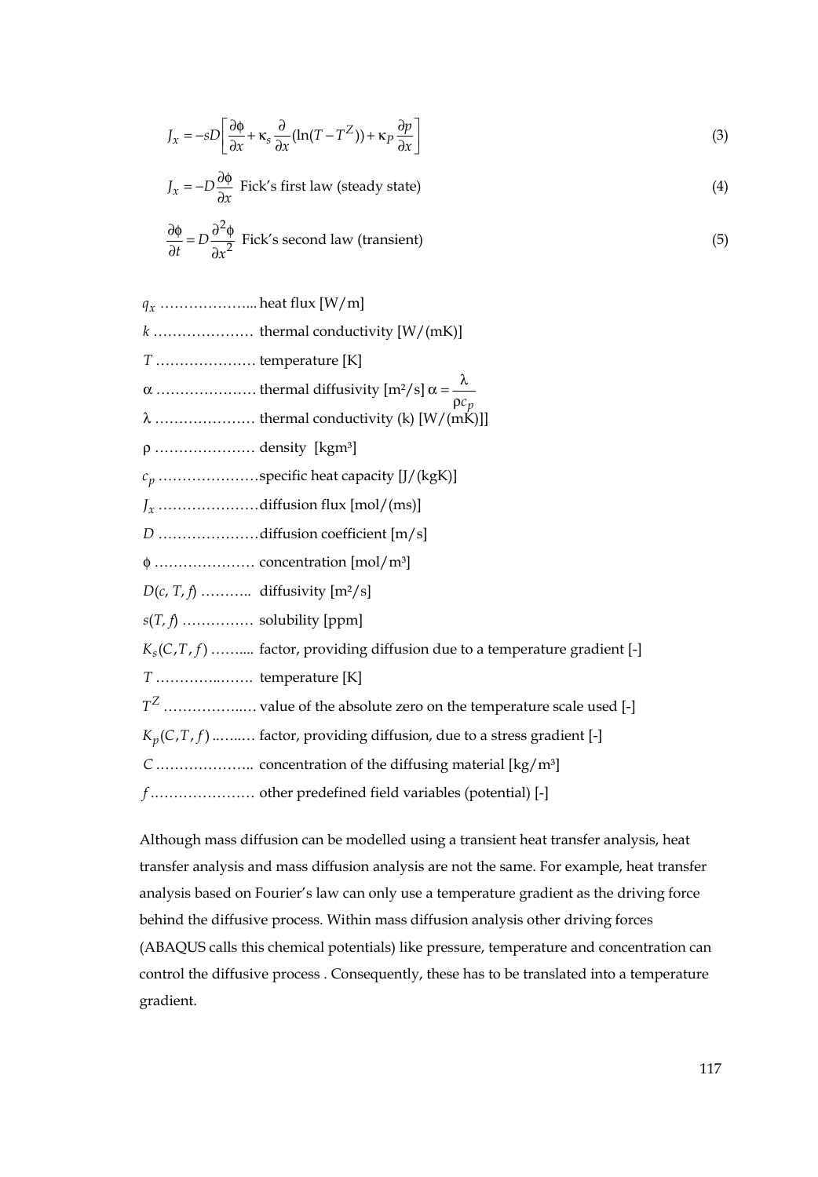$$J_x = -sD\left[\frac{\partial \phi}{\partial x} + \kappa_s \frac{\partial}{\partial x}(\ln(T - T^Z)) + \kappa_P \frac{\partial p}{\partial x}\right] \tag{3}$$

$$J_x = -D\frac{\partial \phi}{\partial x} \text{ Fick's first law (steady state)} \tag{4}$$

$$\frac{\partial \phi}{\partial t} = D\frac{\partial^2 \phi}{\partial x^2} \text{ Fick's second law (transient)} \tag{5}$$

$q_x$ ………………... heat flux [W/m]

$k$ ………………… thermal conductivity [W/(mK)]

$T$ ………………… temperature [K]

$\alpha$ ………………… thermal diffusivity [m²/s] $\alpha = \frac{\lambda}{\rho c_p}$

$\lambda$ ………………… thermal conductivity (k) [W/(mK)]]

$\rho$ ………………… density [kgm³]

$c_p$ …………………specific heat capacity [J/(kgK)]

$J_x$ …………………diffusion flux [mol/(ms)]

$D$ …………………diffusion coefficient [m/s]

$\phi$ ………………… concentration [mol/m³]

$D(c, T, f)$ ……….. diffusivity [m²/s]

$s(T, f)$ …………… solubility [ppm]

$K_s(C, T, f)$ ……... factor, providing diffusion due to a temperature gradient [-]

$T$ …………..……. temperature [K]

$T^Z$ ……………..… value of the absolute zero on the temperature scale used [-]

$K_p(C, T, f)$ ...…..… factor, providing diffusion, due to a stress gradient [-]

$C$ ……………….. concentration of the diffusing material [kg/m³]

$f$ .………………… other predefined field variables (potential) [-]

Although mass diffusion can be modelled using a transient heat transfer analysis, heat transfer analysis and mass diffusion analysis are not the same. For example, heat transfer analysis based on Fourier's law can only use a temperature gradient as the driving force behind the diffusive process. Within mass diffusion analysis other driving forces (ABAQUS calls this chemical potentials) like pressure, temperature and concentration can control the diffusive process . Consequently, these has to be translated into a temperature gradient.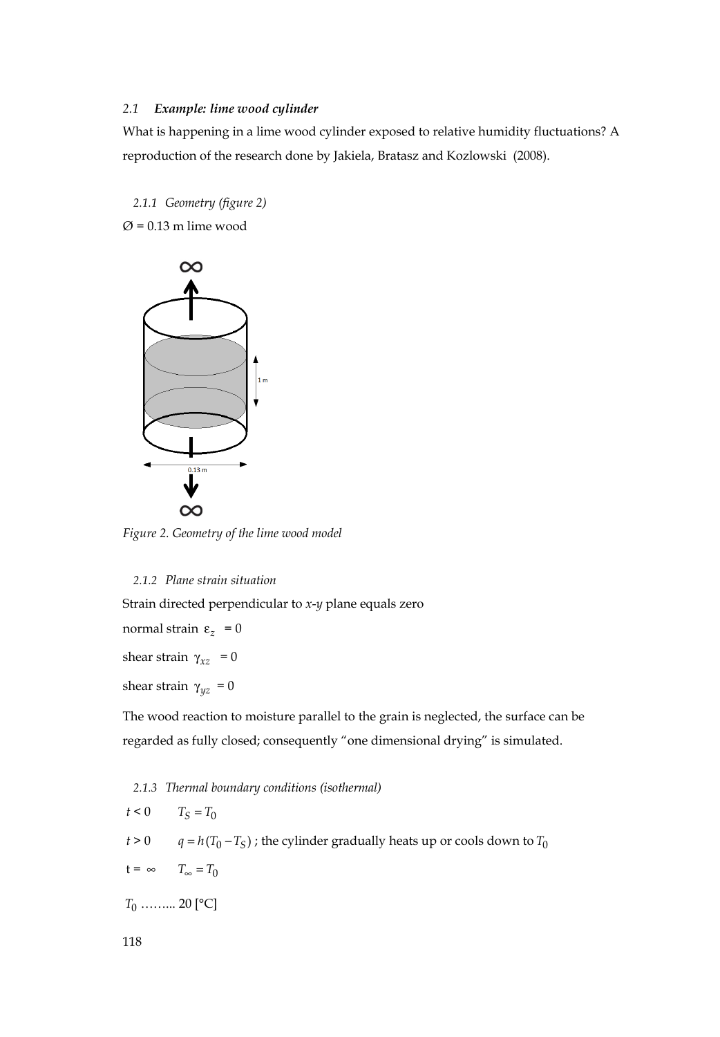### 2.1 *Example: lime wood cylinder*

What is happening in a lime wood cylinder exposed to relative humidity fluctuations? A reproduction of the research done by Jakiela, Bratasz and Kozlowski (2008).

#### 2.1.1 *Geometry (figure 2)*

Ø = 0.13 m lime wood

*Figure 2. Geometry of the lime wood model*

#### 2.1.2 *Plane strain situation*

Strain directed perpendicular to *x*-*y* plane equals zero

normal strain $\varepsilon_z = 0$

shear strain $\gamma_{xz} = 0$

shear strain $\gamma_{yz} = 0$

The wood reaction to moisture parallel to the grain is neglected, the surface can be regarded as fully closed; consequently "one dimensional drying" is simulated.

#### 2.1.3 *Thermal boundary conditions (isothermal)*

$t < 0$ $\quad T_S = T_0$

$t > 0$ $\quad q = h(T_0 - T_S)$ ; the cylinder gradually heats up or cools down to $T_0$

$t = \infty$ $\quad T_\infty = T_0$

$T_0$ …….. 20 [°C]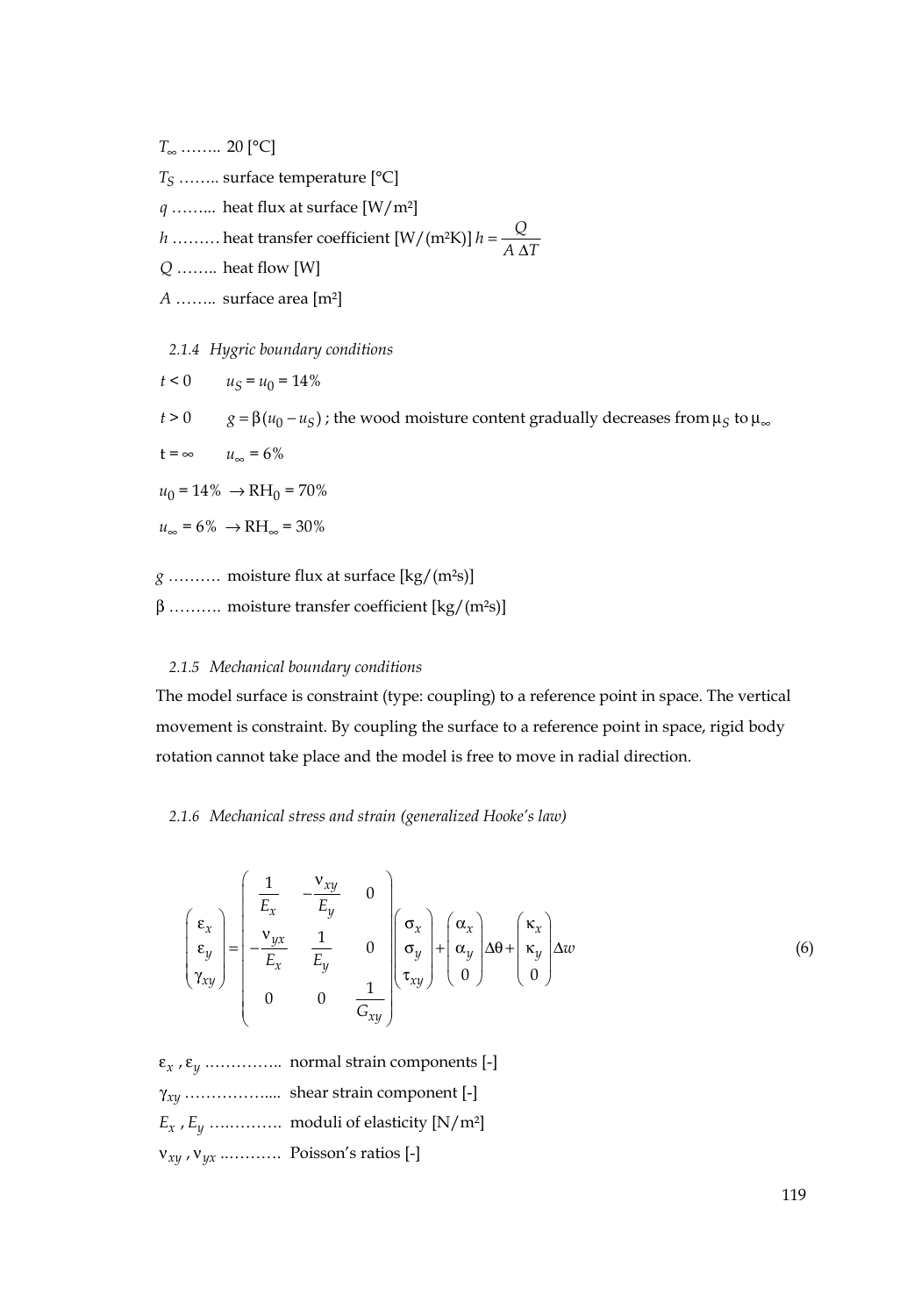$T_\infty$ …….. 20 [°C]

$T_S$ …….. surface temperature [°C]

$q$ …….. heat flux at surface [W/m²]

$h$ ……… heat transfer coefficient [W/(m²K)] $h = \frac{Q}{A\,\Delta T}$

$Q$ …….. heat flow [W]

$A$ …….. surface area [m²]

### 2.1.4 Hygric boundary conditions

$t < 0 \qquad u_S = u_0 = 14\%$

$t > 0 \qquad g = \beta(u_0 - u_S)$ ; the wood moisture content gradually decreases from $\mu_S$ to $\mu_\infty$

$t = \infty \qquad u_\infty = 6\%$

$u_0 = 14\% \rightarrow RH_0 = 70\%$

$u_\infty = 6\% \rightarrow RH_\infty = 30\%$

$g$ ………. moisture flux at surface [kg/(m²s)]

$\beta$ ………. moisture transfer coefficient [kg/(m²s)]

### 2.1.5 Mechanical boundary conditions

The model surface is constraint (type: coupling) to a reference point in space. The vertical movement is constraint. By coupling the surface to a reference point in space, rigid body rotation cannot take place and the model is free to move in radial direction.

### 2.1.6 Mechanical stress and strain (generalized Hooke's law)

$$\begin{pmatrix} \varepsilon_x \\ \varepsilon_y \\ \gamma_{xy} \end{pmatrix} = \begin{pmatrix} \frac{1}{E_x} & -\frac{\nu_{xy}}{E_y} & 0 \\ -\frac{\nu_{yx}}{E_x} & \frac{1}{E_y} & 0 \\ 0 & 0 & \frac{1}{G_{xy}} \end{pmatrix} \begin{pmatrix} \sigma_x \\ \sigma_y \\ \tau_{xy} \end{pmatrix} + \begin{pmatrix} \alpha_x \\ \alpha_y \\ 0 \end{pmatrix} \Delta\theta + \begin{pmatrix} \kappa_x \\ \kappa_y \\ 0 \end{pmatrix} \Delta w \tag{6}$$

$\varepsilon_x$ , $\varepsilon_y$ ………….. normal strain components [-]

$\gamma_{xy}$ …………….... shear strain component [-]

$E_x$ , $E_y$ …..………. moduli of elasticity [N/m²]

$\nu_{xy}$ , $\nu_{yx}$ ..………. Poisson's ratios [-]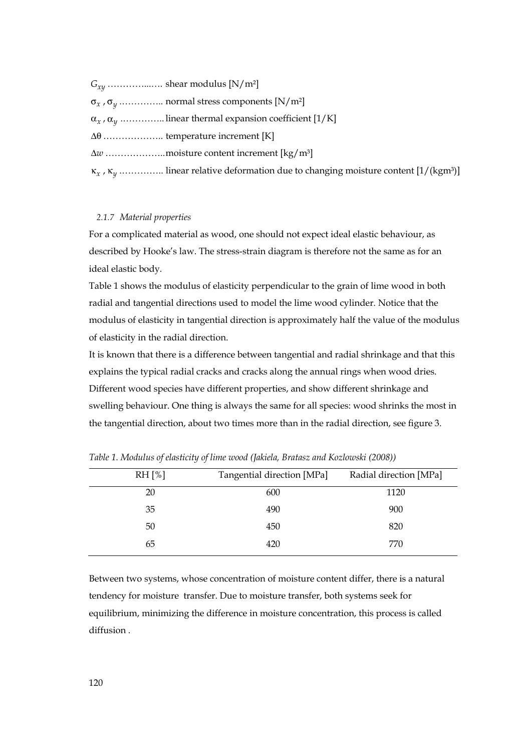$G_{xy}$ …………....…. shear modulus [N/m²]

$\sigma_x$ , $\sigma_y$ ………….. normal stress components [N/m²]

$\alpha_x$ , $\alpha_y$ ………….. linear thermal expansion coefficient [1/K]

$\Delta\theta$ ……………….. temperature increment [K]

$\Delta w$ ………………..moisture content increment [kg/m³]

$\kappa_x$ , $\kappa_y$ ………….. linear relative deformation due to changing moisture content [1/(kgm³)]

### *2.1.7 Material properties*

For a complicated material as wood, one should not expect ideal elastic behaviour, as described by Hooke's law. The stress-strain diagram is therefore not the same as for an ideal elastic body.

Table 1 shows the modulus of elasticity perpendicular to the grain of lime wood in both radial and tangential directions used to model the lime wood cylinder. Notice that the modulus of elasticity in tangential direction is approximately half the value of the modulus of elasticity in the radial direction.

It is known that there is a difference between tangential and radial shrinkage and that this explains the typical radial cracks and cracks along the annual rings when wood dries. Different wood species have different properties, and show different shrinkage and swelling behaviour. One thing is always the same for all species: wood shrinks the most in the tangential direction, about two times more than in the radial direction, see figure 3.

*Table 1. Modulus of elasticity of lime wood (Jakiela, Bratasz and Kozlowski (2008))*

| RH [%] | Tangential direction [MPa] | Radial direction [MPa] |
|---|---|---|
| 20 | 600 | 1120 |
| 35 | 490 | 900 |
| 50 | 450 | 820 |
| 65 | 420 | 770 |

Between two systems, whose concentration of moisture content differ, there is a natural tendency for moisture transfer. Due to moisture transfer, both systems seek for equilibrium, minimizing the difference in moisture concentration, this process is called diffusion .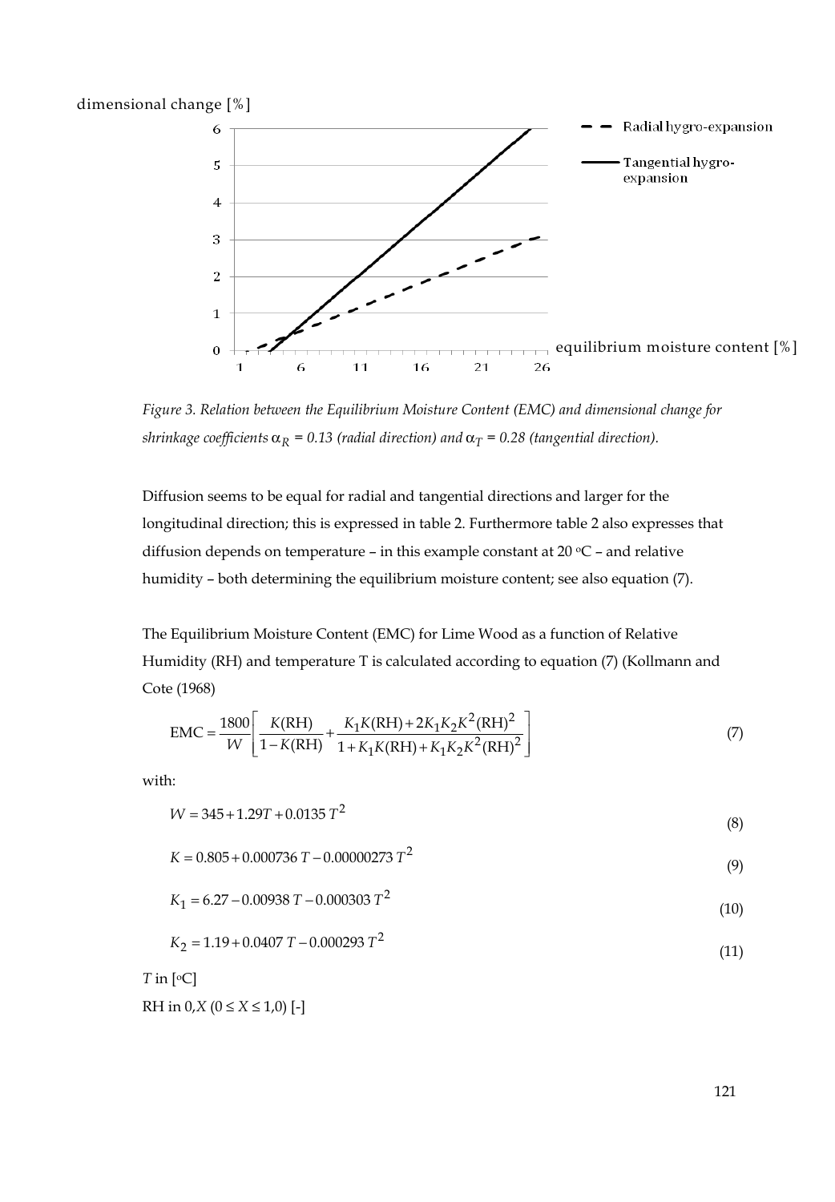Figure 3. Relation between the Equilibrium Moisture Content (EMC) and dimensional change for shrinkage coefficients $\alpha_R$ = 0.13 (radial direction) and $\alpha_T$ = 0.28 (tangential direction).

Diffusion seems to be equal for radial and tangential directions and larger for the longitudinal direction; this is expressed in table 2. Furthermore table 2 also expresses that diffusion depends on temperature – in this example constant at 20 °C – and relative humidity – both determining the equilibrium moisture content; see also equation (7).

The Equilibrium Moisture Content (EMC) for Lime Wood as a function of Relative Humidity (RH) and temperature T is calculated according to equation (7) (Kollmann and Cote (1968)

$$\text{EMC} = \frac{1800}{W}\left[\frac{K(\text{RH})}{1-K(\text{RH})} + \frac{K_1K(\text{RH}) + 2K_1K_2K^2(\text{RH})^2}{1+K_1K(\text{RH}) + K_1K_2K^2(\text{RH})^2}\right] \tag{7}$$

with:

$$W = 345 + 1.29T + 0.0135\,T^2 \tag{8}$$

$$K = 0.805 + 0.000736\,T - 0.00000273\,T^2 \tag{9}$$

$$K_1 = 6.27 - 0.00938\,T - 0.000303\,T^2 \tag{10}$$

$$K_2 = 1.19 + 0.0407\,T - 0.000293\,T^2 \tag{11}$$

$T$ in [°C]

RH in 0,$X$ ($0 \le X \le 1{,}0$) [-]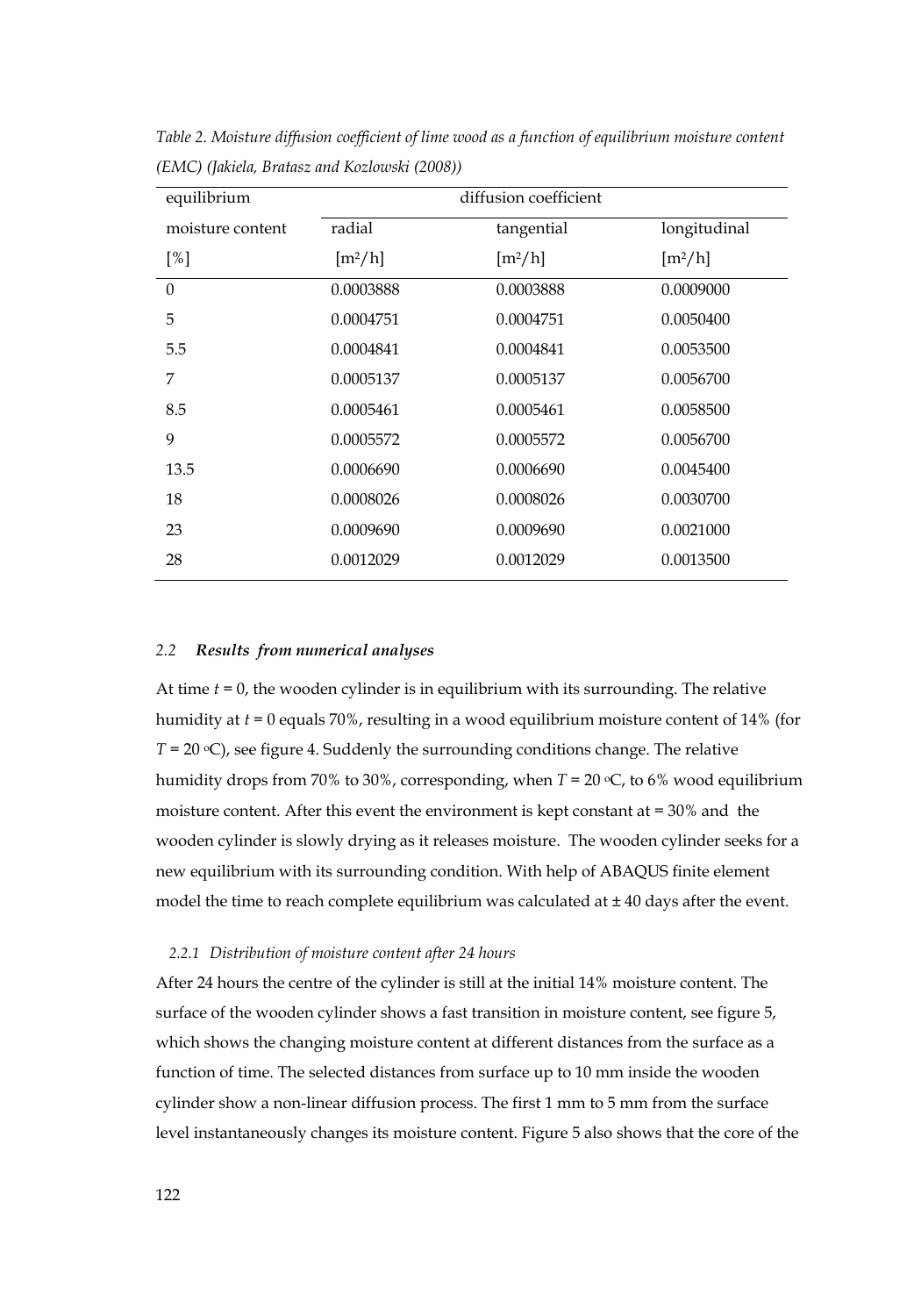*Table 2. Moisture diffusion coefficient of lime wood as a function of equilibrium moisture content (EMC) (Jakiela, Bratasz and Kozlowski (2008))*

| equilibrium | diffusion coefficient | | |
|---|---|---|---|
| moisture content | radial | tangential | longitudinal |
| [%] | [m²/h] | [m²/h] | [m²/h] |
| 0 | 0.0003888 | 0.0003888 | 0.0009000 |
| 5 | 0.0004751 | 0.0004751 | 0.0050400 |
| 5.5 | 0.0004841 | 0.0004841 | 0.0053500 |
| 7 | 0.0005137 | 0.0005137 | 0.0056700 |
| 8.5 | 0.0005461 | 0.0005461 | 0.0058500 |
| 9 | 0.0005572 | 0.0005572 | 0.0056700 |
| 13.5 | 0.0006690 | 0.0006690 | 0.0045400 |
| 18 | 0.0008026 | 0.0008026 | 0.0030700 |
| 23 | 0.0009690 | 0.0009690 | 0.0021000 |
| 28 | 0.0012029 | 0.0012029 | 0.0013500 |

### 2.2 *Results from numerical analyses*

At time $t = 0$, the wooden cylinder is in equilibrium with its surrounding. The relative humidity at $t = 0$ equals 70%, resulting in a wood equilibrium moisture content of 14% (for $T = 20$ °C), see figure 4. Suddenly the surrounding conditions change. The relative humidity drops from 70% to 30%, corresponding, when $T = 20$ °C, to 6% wood equilibrium moisture content. After this event the environment is kept constant at = 30% and the wooden cylinder is slowly drying as it releases moisture. The wooden cylinder seeks for a new equilibrium with its surrounding condition. With help of ABAQUS finite element model the time to reach complete equilibrium was calculated at ± 40 days after the event.

#### *2.2.1 Distribution of moisture content after 24 hours*

After 24 hours the centre of the cylinder is still at the initial 14% moisture content. The surface of the wooden cylinder shows a fast transition in moisture content, see figure 5, which shows the changing moisture content at different distances from the surface as a function of time. The selected distances from surface up to 10 mm inside the wooden cylinder show a non-linear diffusion process. The first 1 mm to 5 mm from the surface level instantaneously changes its moisture content. Figure 5 also shows that the core of the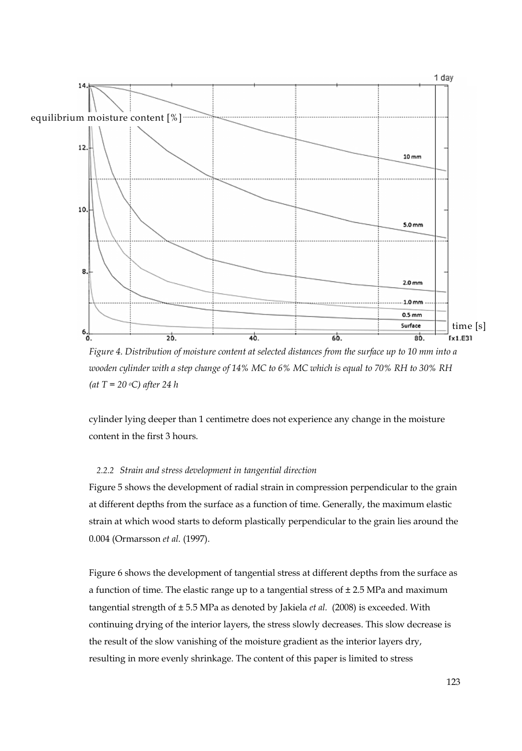*Figure 4. Distribution of moisture content at selected distances from the surface up to 10 mm into a wooden cylinder with a step change of 14% MC to 6% MC which is equal to 70% RH to 30% RH (at T = 20 °C) after 24 h*

cylinder lying deeper than 1 centimetre does not experience any change in the moisture content in the first 3 hours.

### 2.2.2 Strain and stress development in tangential direction

Figure 5 shows the development of radial strain in compression perpendicular to the grain at different depths from the surface as a function of time. Generally, the maximum elastic strain at which wood starts to deform plastically perpendicular to the grain lies around the 0.004 (Ormarsson *et al.* (1997).

Figure 6 shows the development of tangential stress at different depths from the surface as a function of time. The elastic range up to a tangential stress of ± 2.5 MPa and maximum tangential strength of ± 5.5 MPa as denoted by Jakiela *et al.* (2008) is exceeded. With continuing drying of the interior layers, the stress slowly decreases. This slow decrease is the result of the slow vanishing of the moisture gradient as the interior layers dry, resulting in more evenly shrinkage. The content of this paper is limited to stress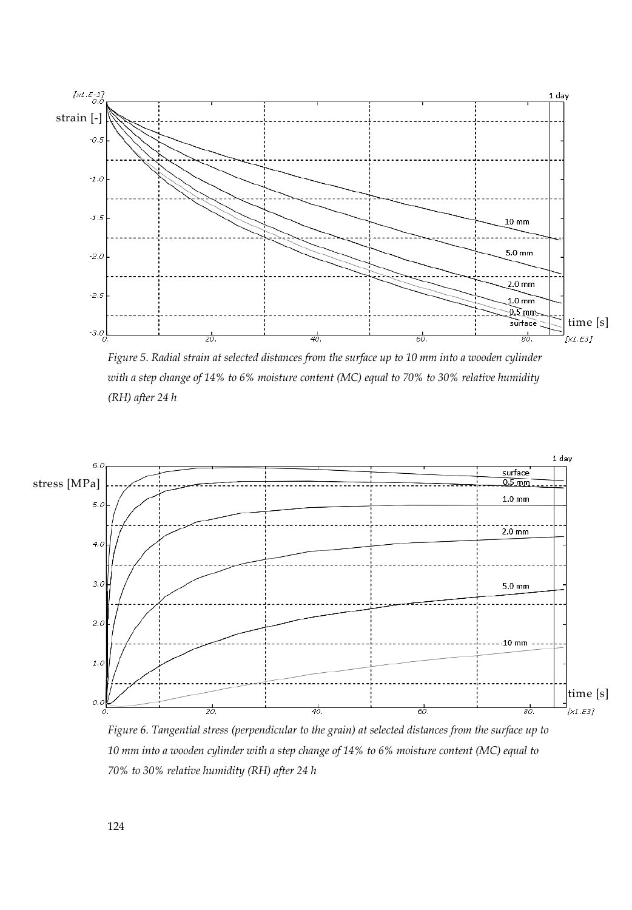*Figure 5. Radial strain at selected distances from the surface up to 10 mm into a wooden cylinder with a step change of 14% to 6% moisture content (MC) equal to 70% to 30% relative humidity (RH) after 24 h*

*Figure 6. Tangential stress (perpendicular to the grain) at selected distances from the surface up to 10 mm into a wooden cylinder with a step change of 14% to 6% moisture content (MC) equal to 70% to 30% relative humidity (RH) after 24 h*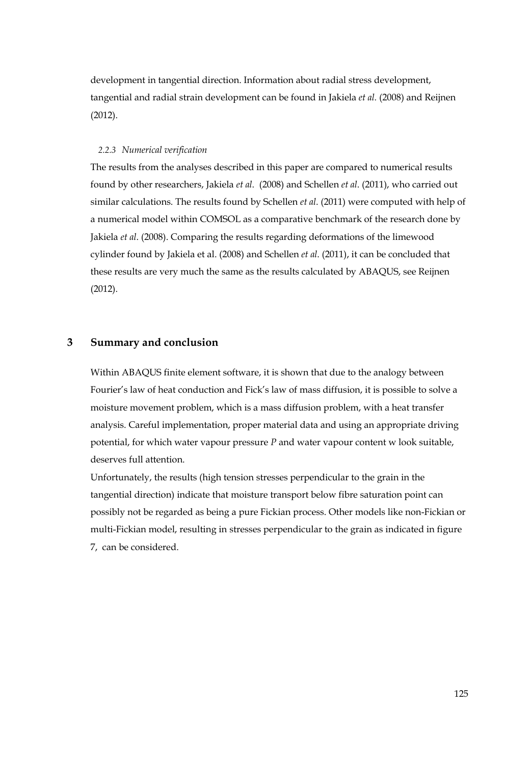development in tangential direction. Information about radial stress development, tangential and radial strain development can be found in Jakiela *et al.* (2008) and Reijnen (2012).

#### *2.2.3 Numerical verification*

The results from the analyses described in this paper are compared to numerical results found by other researchers, Jakiela *et al*. (2008) and Schellen *et al*. (2011), who carried out similar calculations. The results found by Schellen *et al*. (2011) were computed with help of a numerical model within COMSOL as a comparative benchmark of the research done by Jakiela *et al*. (2008). Comparing the results regarding deformations of the limewood cylinder found by Jakiela et al. (2008) and Schellen *et al*. (2011), it can be concluded that these results are very much the same as the results calculated by ABAQUS, see Reijnen (2012).

## 3 Summary and conclusion

Within ABAQUS finite element software, it is shown that due to the analogy between Fourier's law of heat conduction and Fick's law of mass diffusion, it is possible to solve a moisture movement problem, which is a mass diffusion problem, with a heat transfer analysis. Careful implementation, proper material data and using an appropriate driving potential, for which water vapour pressure $P$ and water vapour content w look suitable, deserves full attention.

Unfortunately, the results (high tension stresses perpendicular to the grain in the tangential direction) indicate that moisture transport below fibre saturation point can possibly not be regarded as being a pure Fickian process. Other models like non-Fickian or multi-Fickian model, resulting in stresses perpendicular to the grain as indicated in figure 7, can be considered.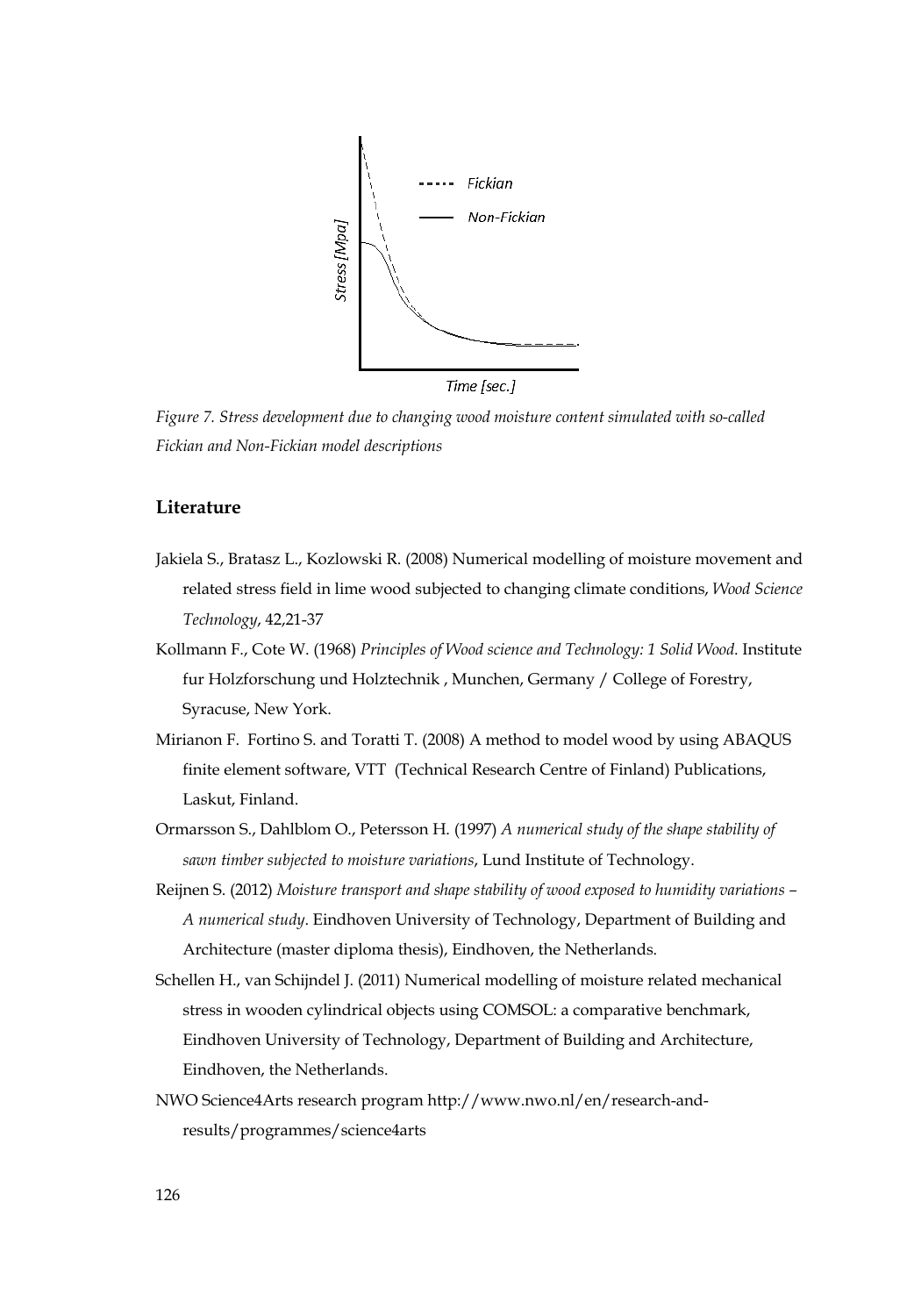Fickian

Non-Fickian

Stress [Mpa]

Time [sec.]

*Figure 7. Stress development due to changing wood moisture content simulated with so-called Fickian and Non-Fickian model descriptions*

## Literature

Jakiela S., Bratasz L., Kozlowski R. (2008) Numerical modelling of moisture movement and related stress field in lime wood subjected to changing climate conditions, *Wood Science Technology*, 42,21-37

Kollmann F., Cote W. (1968) *Principles of Wood science and Technology: 1 Solid Wood*. Institute fur Holzforschung und Holztechnik , Munchen, Germany / College of Forestry, Syracuse, New York.

Mirianon F. Fortino S. and Toratti T. (2008) A method to model wood by using ABAQUS finite element software, VTT (Technical Research Centre of Finland) Publications, Laskut, Finland.

Ormarsson S., Dahlblom O., Petersson H. (1997) *A numerical study of the shape stability of sawn timber subjected to moisture variations*, Lund Institute of Technology.

Reijnen S. (2012) *Moisture transport and shape stability of wood exposed to humidity variations – A numerical study*. Eindhoven University of Technology, Department of Building and Architecture (master diploma thesis), Eindhoven, the Netherlands.

Schellen H., van Schijndel J. (2011) Numerical modelling of moisture related mechanical stress in wooden cylindrical objects using COMSOL: a comparative benchmark, Eindhoven University of Technology, Department of Building and Architecture, Eindhoven, the Netherlands.

NWO Science4Arts research program http://www.nwo.nl/en/research-and-results/programmes/science4arts